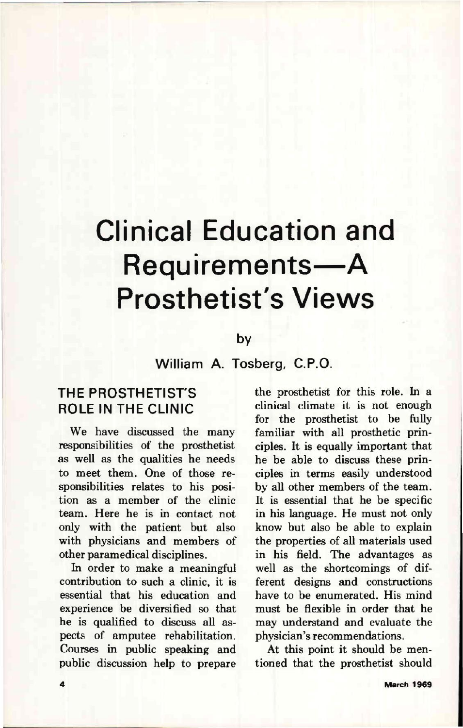# Clinical Education and Requirements—A Prosthetist's Views

by

William A. Tosberg, C.P.O.

## THE PROSTHETIST'S ROLE IN THE CLINIC

We have discussed the many responsibilities of the prosthetist as well as the qualities he needs to meet them. One of those responsibilities relates to his position as a member of the clinic team. Here he is in contact not only with the patient but also with physicians and members of other paramedical disciplines.

In order to make a meaningful contribution to such a clinic, it is essential that his education and experience be diversified so that he is qualified to discuss all aspects of amputee rehabilitation. Courses in public speaking and public discussion help to prepare the prosthetist for this role. In a clinical climate it is not enough for the prosthetist to be fully familiar with all prosthetic principles. It is equally important that he be able to discuss these principles in terms easily understood by all other members of the team. It is essential that he be specific in his language. He must not only know but also be able to explain the properties of all materials used in his field. The advantages as well as the shortcomings of different designs and constructions have to be enumerated. His mind must be flexible in order that he may understand and evaluate the physician's recommendations.

At this point it should be mentioned that the prosthetist should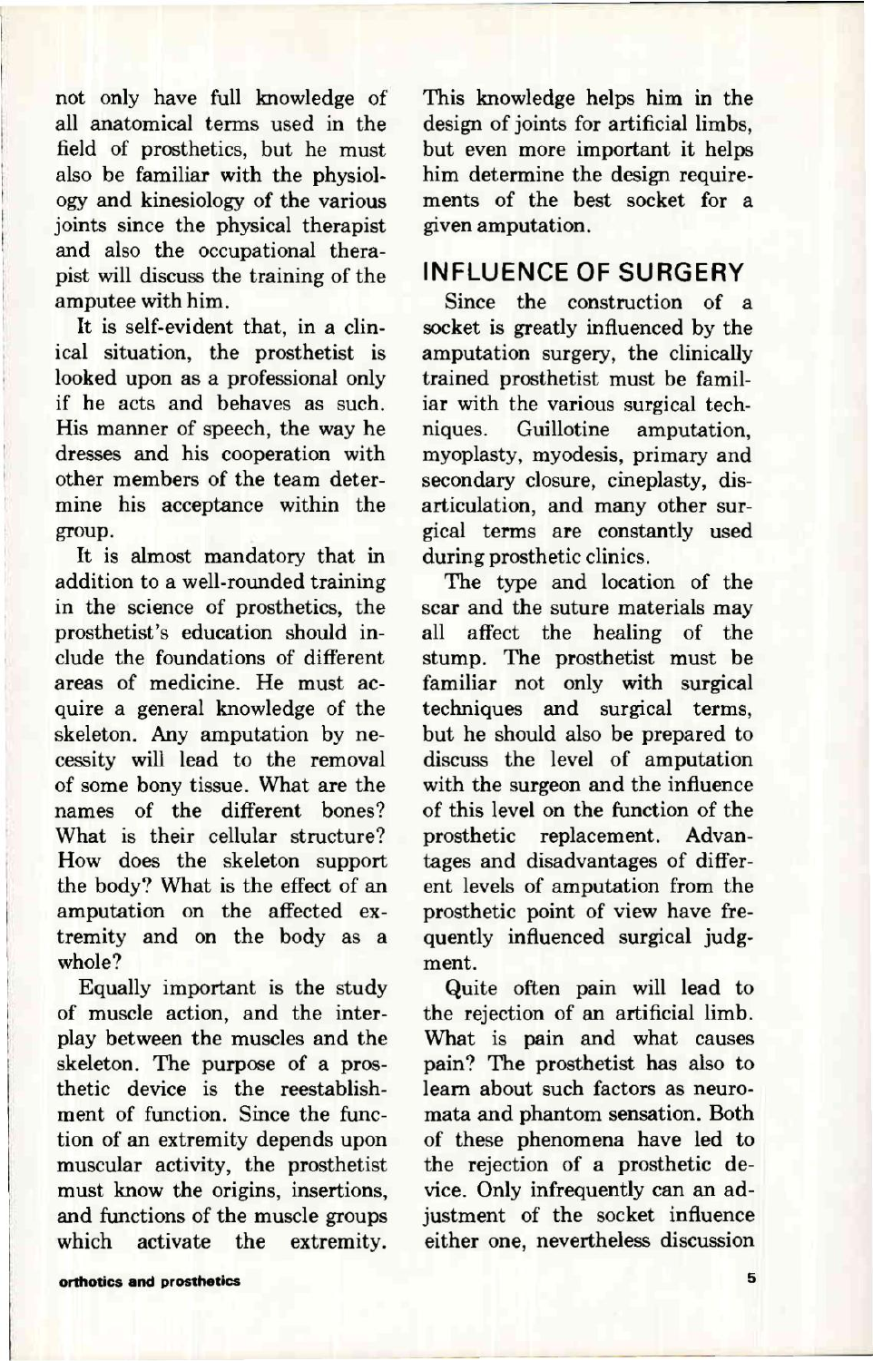not only have full knowledge of all anatomical terms used in the field of prosthetics, but he must also be familiar with the physiology and kinesiology of the various joints since the physical therapist and also the occupational therapist will discuss the training of the amputee with him.

It is self-evident that, in a clinical situation, the prosthetist is looked upon as a professional only if he acts and behaves as such. His manner of speech, the way he dresses and his cooperation with other members of the team determine his acceptance within the group.

It is almost mandatory that in addition to a well-rounded training in the science of prosthetics, the prosthetist's education should include the foundations of different areas of medicine. He must acquire a general knowledge of the skeleton. Any amputation by necessity will lead to the removal of some bony tissue. What are the names of the different bones? What is their cellular structure? How does the skeleton support the body? What is the effect of an amputation on the affected extremity and on the body as a whole?

Equally important is the study of muscle action, and the interplay between the muscles and the skeleton. The purpose of a prosthetic device is the reestablishment of function. Since the function of an extremity depends upon muscular activity, the prosthetist must know the origins, insertions, and functions of the muscle groups which activate the extremity. This knowledge helps him in the design of joints for artificial limbs, but even more important it helps him determine the design requirements of the best socket for a given amputation.

## INFLUENCE OF SURGERY

Since the construction of a socket is greatly influenced by the amputation surgery, the clinically trained prosthetist must be familiar with the various surgical techniques. Guillotine amputation, myoplasty, myodesis, primary and secondary closure, cineplasty, disarticulation, and many other surgical terms are constantly used during prosthetic clinics.

The type and location of the scar and the suture materials may all affect the healing of the stump. The prosthetist must be familiar not only with surgical techniques and surgical terms, but he should also be prepared to discuss the level of amputation with the surgeon and the influence of this level on the function of the prosthetic replacement. Advantages and disadvantages of different levels of amputation from the prosthetic point of view have frequently influenced surgical judgment.

Quite often pain will lead to the rejection of an artificial limb. What is pain and what causes pain? The prosthetist has also to learn about such factors as neuromata and phantom sensation. Both of these phenomena have led to the rejection of a prosthetic device. Only infrequently can an adjustment of the socket influence either one, nevertheless discussion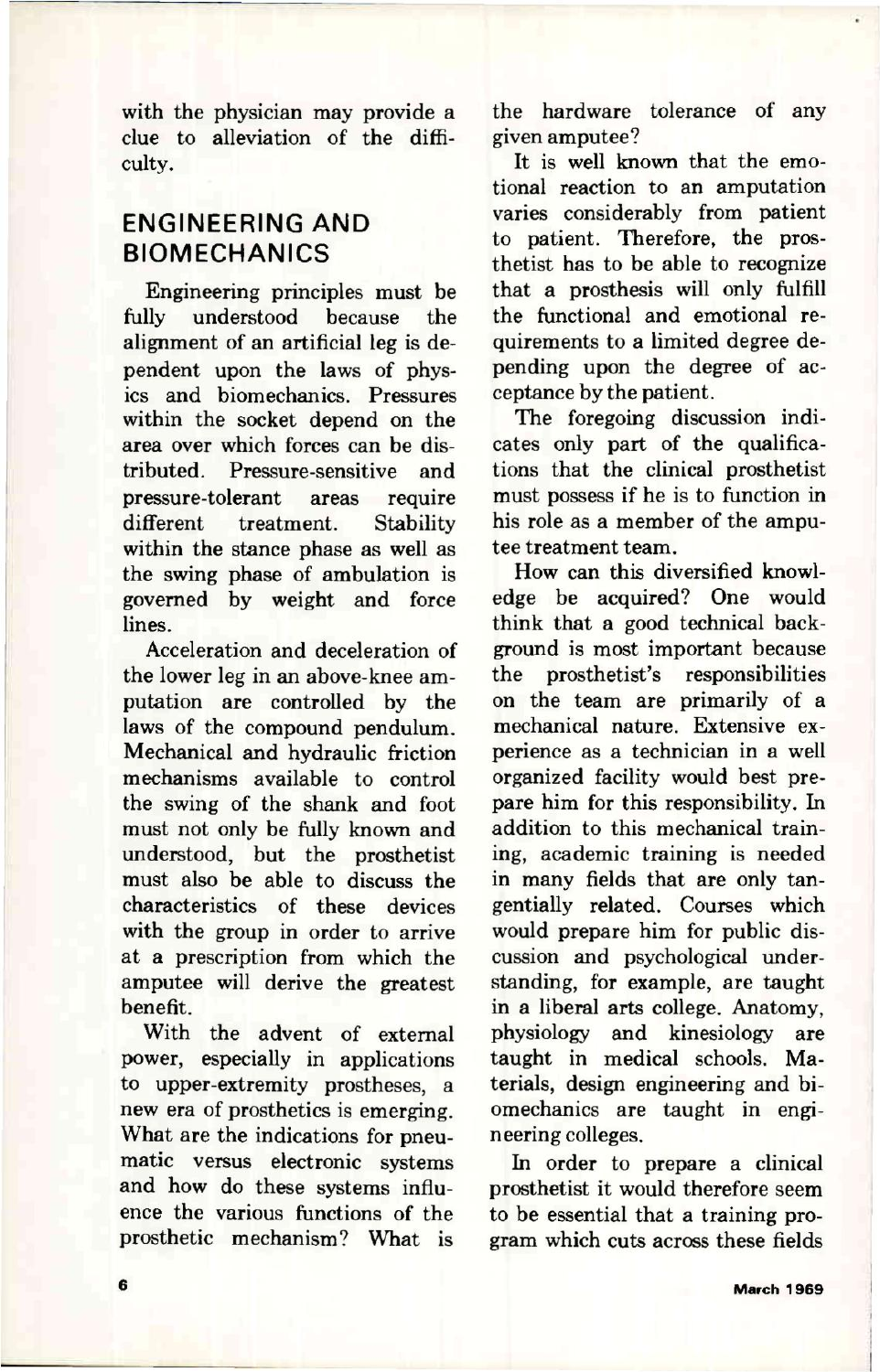with the physician may provide a clue to alleviation of the difficulty.

## ENGINEERING AND BIOMECHANICS

Engineering principles must be fully understood because the alignment of an artificial leg is dependent upon the laws of physics and biomechanics. Pressures within the socket depend on the area over which forces can be distributed. Pressure-sensitive and pressure-tolerant areas require different treatment. Stability within the stance phase as well as the swing phase of ambulation is governed by weight and force lines.

Acceleration and deceleration of the lower leg in an above-knee amputation are controlled by the laws of the compound pendulum. Mechanical and hydraulic friction mechanisms available to control the swing of the shank and foot must not only be fully known and understood, but the prosthetist must also be able to discuss the characteristics of these devices with the group in order to arrive at a prescription from which the amputee will derive the greatest benefit.

With the advent of external power, especially in applications to upper-extremity prostheses, a new era of prosthetics is emerging. What are the indications for pneumatic versus electronic systems and how do these systems influence the various functions of the prosthetic mechanism? What is the hardware tolerance of any given amputee?

It is well known that the emotional reaction to an amputation varies considerably from patient to patient. Therefore, the prosthetist has to be able to recognize that a prosthesis will only fulfill the functional and emotional requirements to a limited degree depending upon the degree of acceptance by the patient.

The foregoing discussion indicates only part of the qualifications that the clinical prosthetist must possess if he is to function in his role as a member of the amputee treatment team.

How can this diversified knowledge be acquired? One would think that a good technical background is most important because the prosthetist's responsibilities on the team are primarily of a mechanical nature. Extensive experience as a technician in a well organized facility would best prepare him for this responsibility. In addition to this mechanical training, academic training is needed in many fields that are only tangentially related. Courses which would prepare him for public discussion and psychological understanding, for example, are taught in a liberal arts college. Anatomy, physiology and kinesiology are taught in medical schools. Materials, design engineering and biomechanics are taught in engineering colleges.

In order to prepare a clinical prosthetist it would therefore seem to be essential that a training program which cuts across these fields